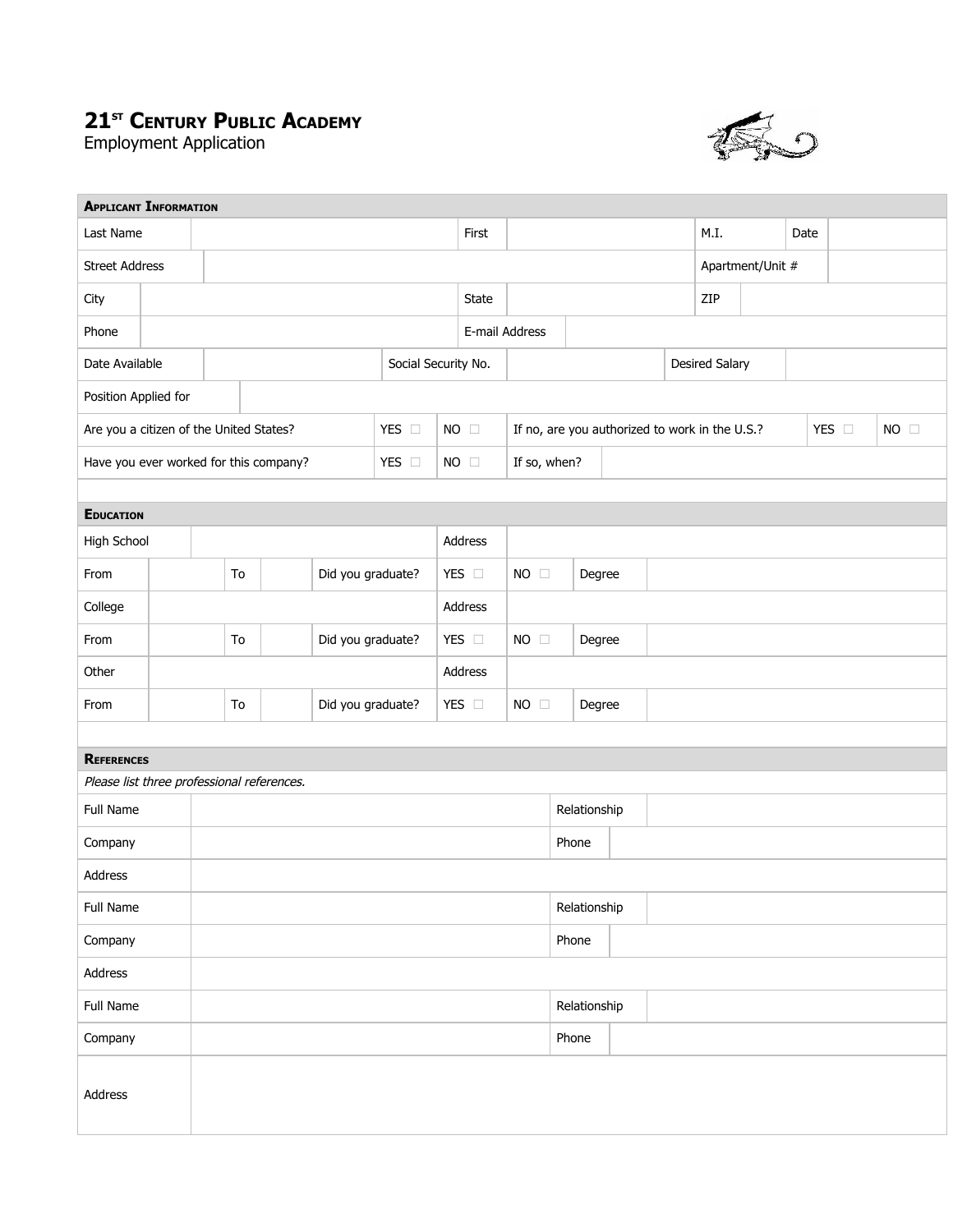# 21ST CENTURY PUBLIC ACADEMY

Employment Application

## Applicant Information

| | | | | | | | |
|---|---|---|---|---|---|---|---|
| Last Name | | First | | M.I. | | Date | |
| Street Address | | | | Apartment/Unit # | | | |
| City | | State | | ZIP | | | |
| Phone | | E-mail Address | | | | | |
| Date Available | | Social Security No. | | Desired Salary | | | |
| Position Applied for | | | | | | | |
| Are you a citizen of the United States? | YES ☐ | NO ☐ | If no, are you authorized to work in the U.S.? | YES ☐ | NO ☐ | | |
| Have you ever worked for this company? | YES ☐ | NO ☐ | If so, when? | | | | |

## Education

| | | | | | | | |
|---|---|---|---|---|---|---|---|
| High School | | | | Address | | | |
| From | | To | | Did you graduate? | YES ☐ | NO ☐ | Degree |
| College | | | | Address | | | |
| From | | To | | Did you graduate? | YES ☐ | NO ☐ | Degree |
| Other | | | | Address | | | |
| From | | To | | Did you graduate? | YES ☐ | NO ☐ | Degree |

## References

*Please list three professional references.*

| | | | |
|---|---|---|---|
| Full Name | | Relationship | |
| Company | | Phone | |
| Address | | | |
| Full Name | | Relationship | |
| Company | | Phone | |
| Address | | | |
| Full Name | | Relationship | |
| Company | | Phone | |
| Address | | | |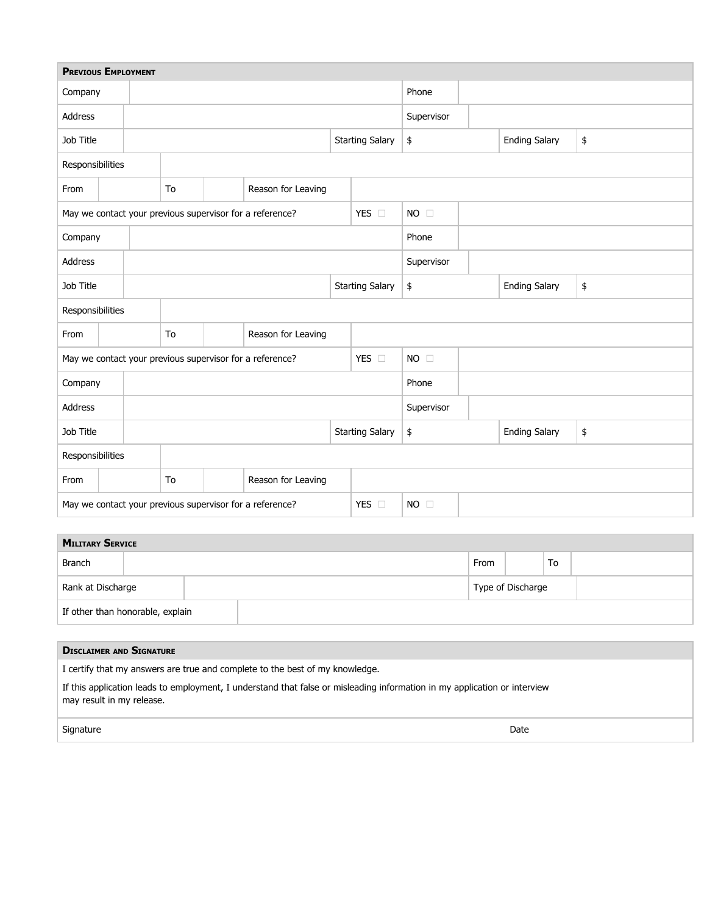## Previous Employment

| | | | | | | | |
|---|---|---|---|---|---|---|---|
| Company | | | | Phone | | | |
| Address | | | | Supervisor | | | |
| Job Title | | | Starting Salary | $ | | Ending Salary | $ |
| Responsibilities | | | | | | | |
| From | | To | | Reason for Leaving | | | |
| May we contact your previous supervisor for a reference? | | | | YES ☐ | NO ☐ | | |
| Company | | | | Phone | | | |
| Address | | | | Supervisor | | | |
| Job Title | | | Starting Salary | $ | | Ending Salary | $ |
| Responsibilities | | | | | | | |
| From | | To | | Reason for Leaving | | | |
| May we contact your previous supervisor for a reference? | | | | YES ☐ | NO ☐ | | |
| Company | | | | Phone | | | |
| Address | | | | Supervisor | | | |
| Job Title | | | Starting Salary | $ | | Ending Salary | $ |
| Responsibilities | | | | | | | |
| From | | To | | Reason for Leaving | | | |
| May we contact your previous supervisor for a reference? | | | | YES ☐ | NO ☐ | | |

## Military Service

| | | | | | |
|---|---|---|---|---|---|
| Branch | | From | | To | |
| Rank at Discharge | | Type of Discharge | | | |
| If other than honorable, explain | | | | | |

## Disclaimer and Signature

I certify that my answers are true and complete to the best of my knowledge.

If this application leads to employment, I understand that false or misleading information in my application or interview may result in my release.

| | |
|---|---|
| Signature | Date |